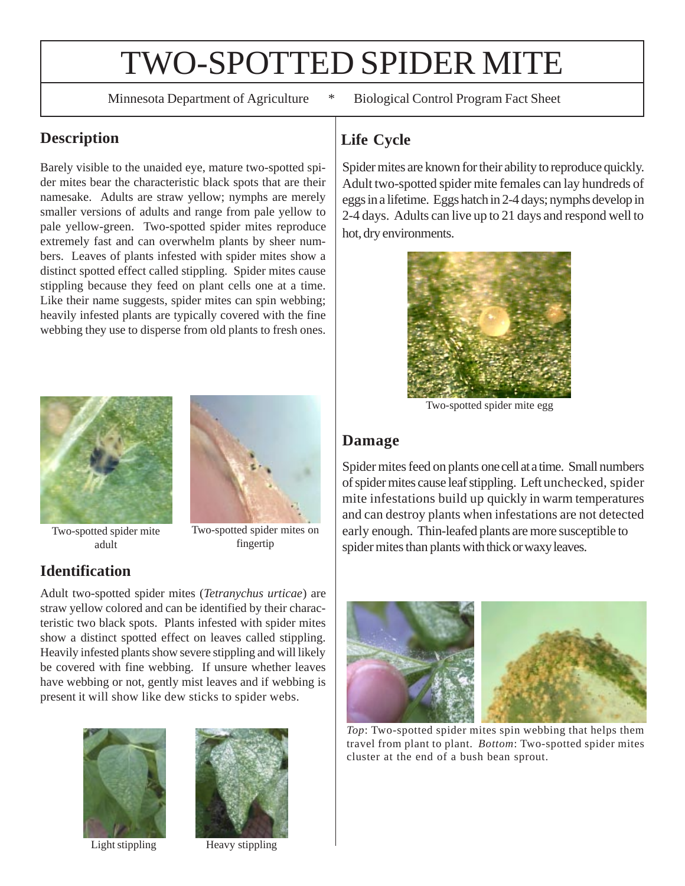# TWO-SPOTTED SPIDER MITE

Minnesota Department of Agriculture * Biological Control Program Fact Sheet

## Description

Barely visible to the unaided eye, mature two-spotted spider mites bear the characteristic black spots that are their namesake. Adults are straw yellow; nymphs are merely smaller versions of adults and range from pale yellow to pale yellow-green. Two-spotted spider mites reproduce extremely fast and can overwhelm plants by sheer numbers. Leaves of plants infested with spider mites show a distinct spotted effect called stippling. Spider mites cause stippling because they feed on plant cells one at a time. Like their name suggests, spider mites can spin webbing; heavily infested plants are typically covered with the fine webbing they use to disperse from old plants to fresh ones.

Two-spotted spider mite adult

Two-spotted spider mites on fingertip

## Identification

Adult two-spotted spider mites (*Tetranychus urticae*) are straw yellow colored and can be identified by their characteristic two black spots. Plants infested with spider mites show a distinct spotted effect on leaves called stippling. Heavily infested plants show severe stippling and will likely be covered with fine webbing. If unsure whether leaves have webbing or not, gently mist leaves and if webbing is present it will show like dew sticks to spider webs.

Light stippling

Heavy stippling

## Life Cycle

Spider mites are known for their ability to reproduce quickly. Adult two-spotted spider mite females can lay hundreds of eggs in a lifetime. Eggs hatch in 2-4 days; nymphs develop in 2-4 days. Adults can live up to 21 days and respond well to hot, dry environments.

Two-spotted spider mite egg

## Damage

Spider mites feed on plants one cell at a time. Small numbers of spider mites cause leaf stippling. Left unchecked, spider mite infestations build up quickly in warm temperatures and can destroy plants when infestations are not detected early enough. Thin-leafed plants are more susceptible to spider mites than plants with thick or waxy leaves.

*Top*: Two-spotted spider mites spin webbing that helps them travel from plant to plant. *Bottom*: Two-spotted spider mites cluster at the end of a bush bean sprout.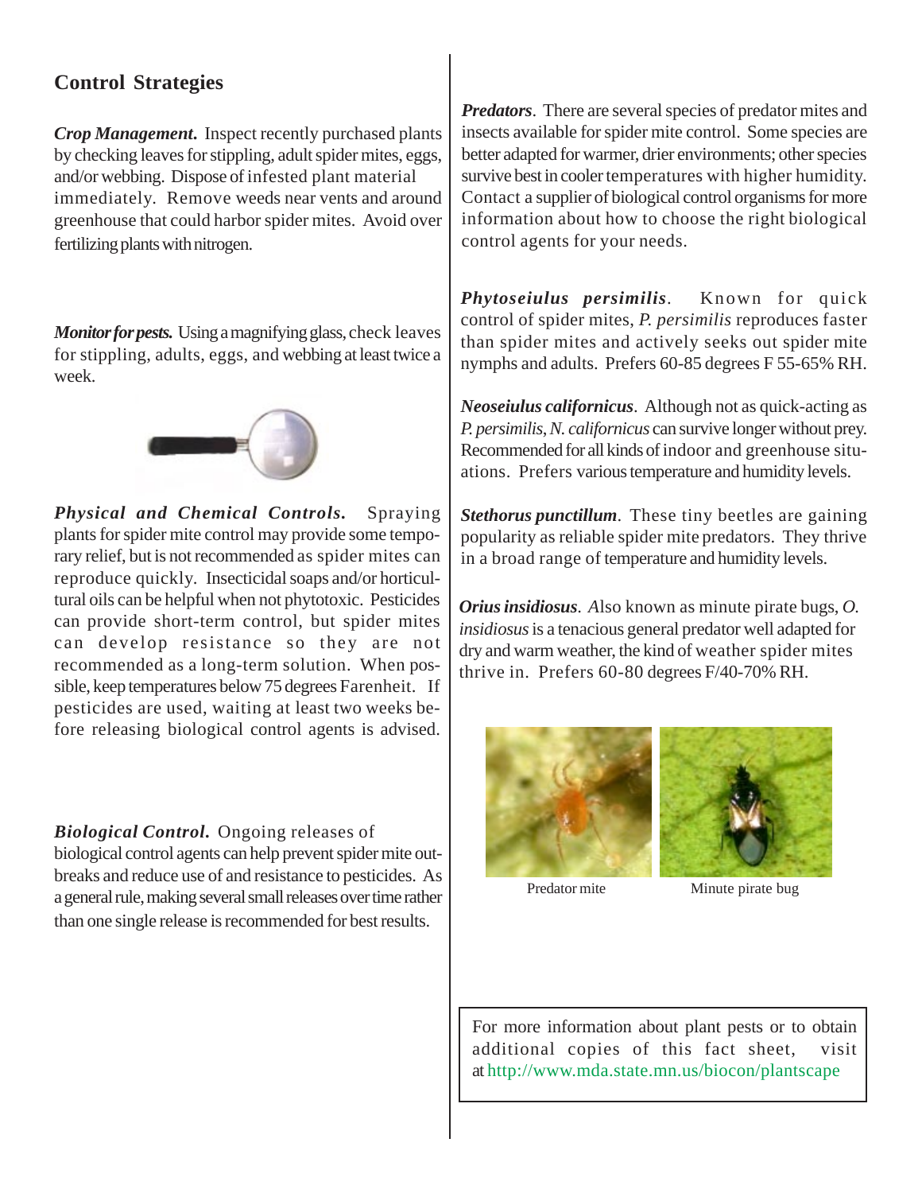## Control Strategies

***Crop Management.*** Inspect recently purchased plants by checking leaves for stippling, adult spider mites, eggs, and/or webbing. Dispose of infested plant material immediately. Remove weeds near vents and around greenhouse that could harbor spider mites. Avoid over fertilizing plants with nitrogen.

***Monitor for pests.*** Using a magnifying glass, check leaves for stippling, adults, eggs, and webbing at least twice a week.

***Physical and Chemical Controls.*** Spraying plants for spider mite control may provide some temporary relief, but is not recommended as spider mites can reproduce quickly. Insecticidal soaps and/or horticultural oils can be helpful when not phytotoxic. Pesticides can provide short-term control, but spider mites can develop resistance so they are not recommended as a long-term solution. When possible, keep temperatures below 75 degrees Farenheit. If pesticides are used, waiting at least two weeks before releasing biological control agents is advised.

***Biological Control.*** Ongoing releases of biological control agents can help prevent spider mite outbreaks and reduce use of and resistance to pesticides. As a general rule, making several small releases over time rather than one single release is recommended for best results.

***Predators***. There are several species of predator mites and insects available for spider mite control. Some species are better adapted for warmer, drier environments; other species survive best in cooler temperatures with higher humidity. Contact a supplier of biological control organisms for more information about how to choose the right biological control agents for your needs.

***Phytoseiulus persimilis***. Known for quick control of spider mites, *P. persimilis* reproduces faster than spider mites and actively seeks out spider mite nymphs and adults. Prefers 60-85 degrees F 55-65% RH.

***Neoseiulus californicus***. Although not as quick-acting as *P. persimilis*, *N. californicus* can survive longer without prey. Recommended for all kinds of indoor and greenhouse situations. Prefers various temperature and humidity levels.

***Stethorus punctillum***. These tiny beetles are gaining popularity as reliable spider mite predators. They thrive in a broad range of temperature and humidity levels.

***Orius insidiosus***. Also known as minute pirate bugs, *O. insidiosus* is a tenacious general predator well adapted for dry and warm weather, the kind of weather spider mites thrive in. Prefers 60-80 degrees F/40-70% RH.

Predator mite

Minute pirate bug

For more information about plant pests or to obtain additional copies of this fact sheet, visit at http://www.mda.state.mn.us/biocon/plantscape